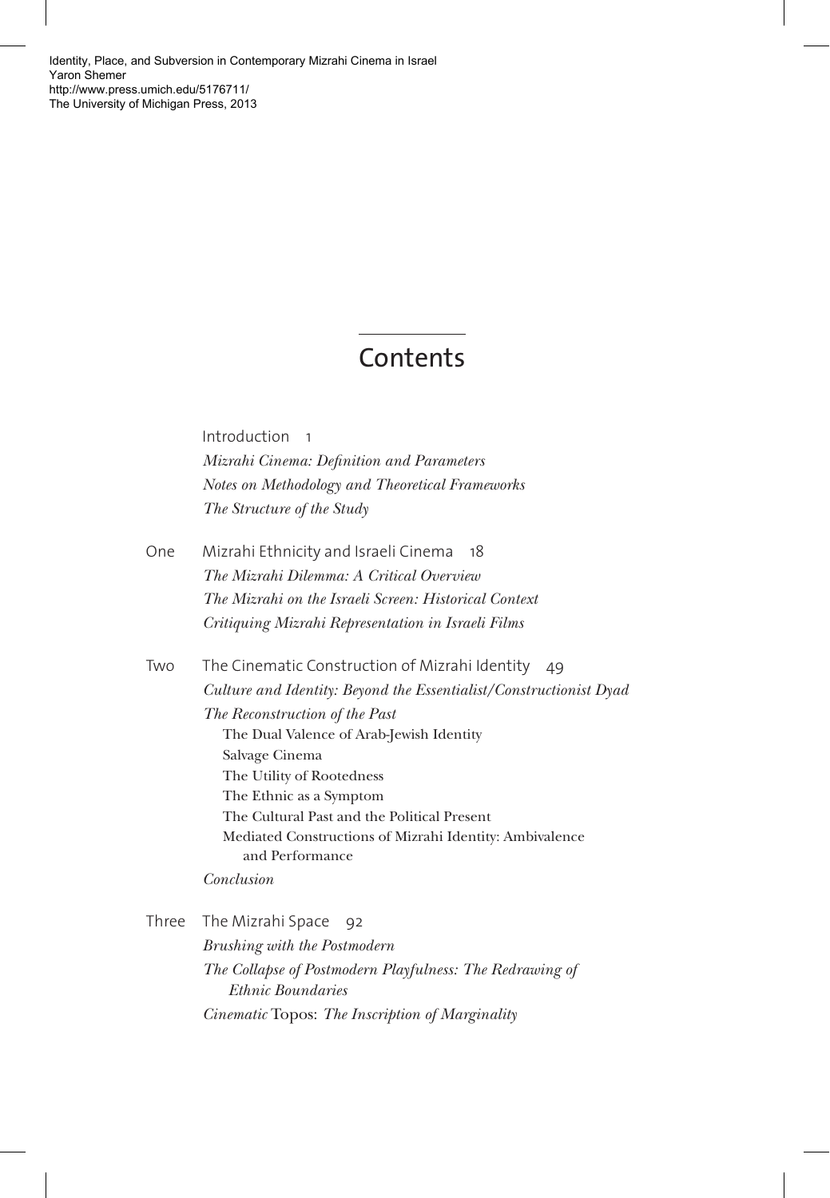# Contents

Introduction 1

*Mizrahi Cinema: Definition and Parameters*

*Notes on Methodology and Theoretical Frameworks*

*The Structure of the Study*

One Mizrahi Ethnicity and Israeli Cinema 18

*The Mizrahi Dilemma: A Critical Overview*

*The Mizrahi on the Israeli Screen: Historical Context*

*Critiquing Mizrahi Representation in Israeli Films*

Two The Cinematic Construction of Mizrahi Identity 49

*Culture and Identity: Beyond the Essentialist/Constructionist Dyad*

*The Reconstruction of the Past*

- The Dual Valence of Arab-Jewish Identity
- Salvage Cinema
- The Utility of Rootedness
- The Ethnic as a Symptom
- The Cultural Past and the Political Present
- Mediated Constructions of Mizrahi Identity: Ambivalence and Performance

*Conclusion*

Three The Mizrahi Space 92

*Brushing with the Postmodern*

*The Collapse of Postmodern Playfulness: The Redrawing of Ethnic Boundaries*

*Cinematic* Topos: *The Inscription of Marginality*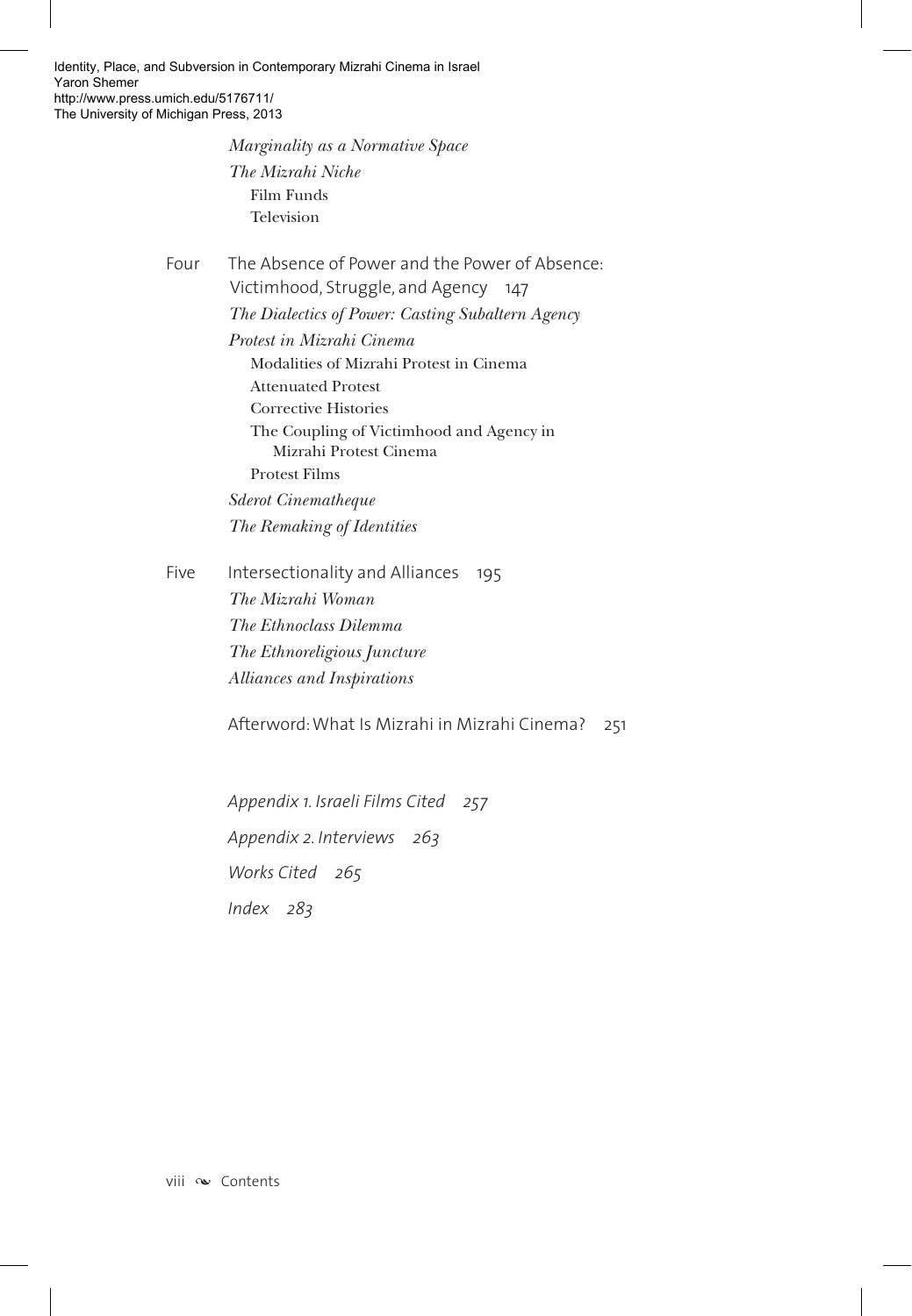*Marginality as a Normative Space*

*The Mizrahi Niche*

Film Funds

Television

Four The Absence of Power and the Power of Absence: Victimhood, Struggle, and Agency 147

*The Dialectics of Power: Casting Subaltern Agency*

*Protest in Mizrahi Cinema*

Modalities of Mizrahi Protest in Cinema

Attenuated Protest

Corrective Histories

The Coupling of Victimhood and Agency in Mizrahi Protest Cinema

Protest Films

*Sderot Cinematheque*

*The Remaking of Identities*

Five Intersectionality and Alliances 195

*The Mizrahi Woman*

*The Ethnoclass Dilemma*

*The Ethnoreligious Juncture*

*Alliances and Inspirations*

Afterword: What Is Mizrahi in Mizrahi Cinema? 251

*Appendix 1. Israeli Films Cited 257*

*Appendix 2. Interviews 263*

*Works Cited 265*

*Index 283*